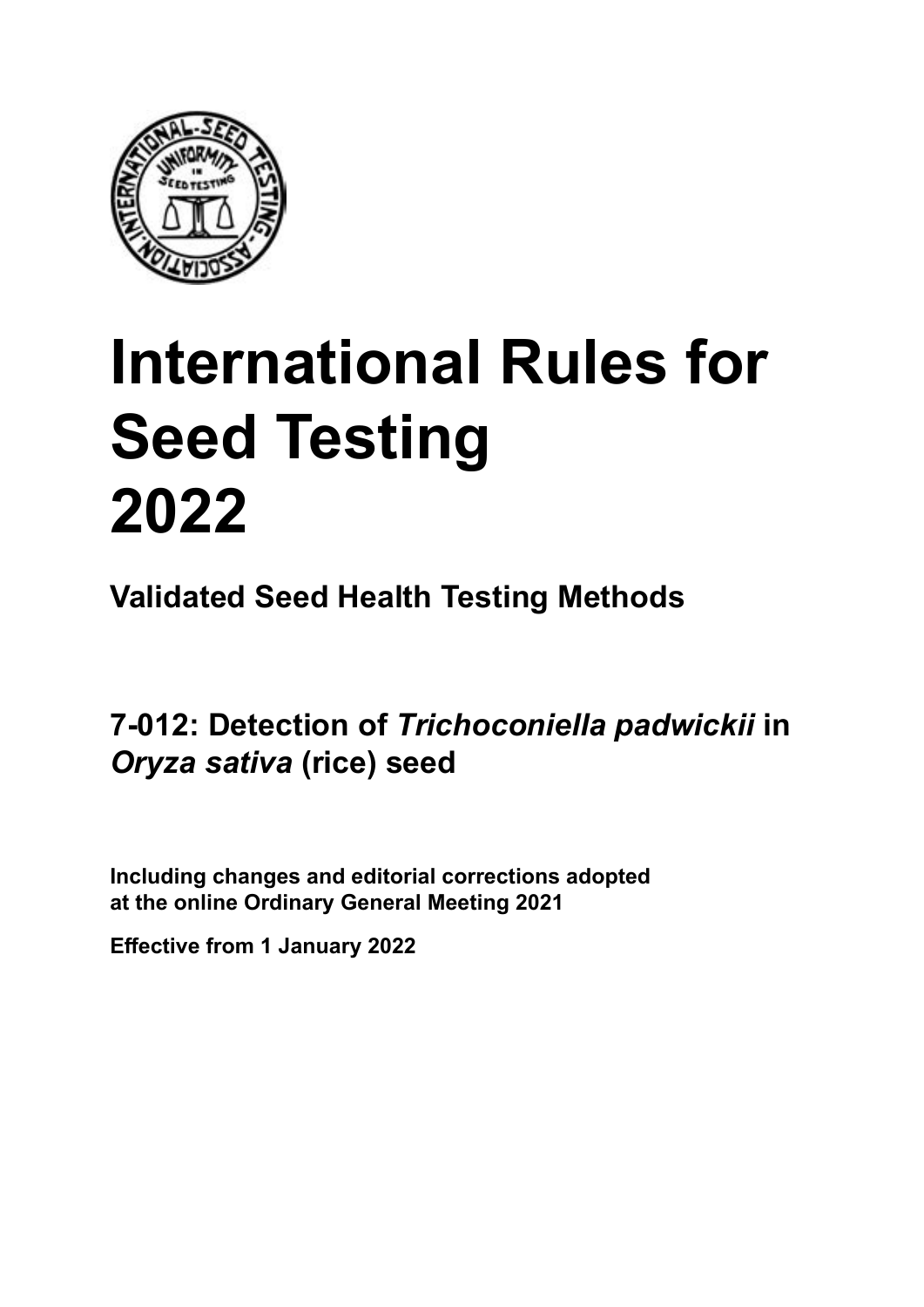# International Rules for Seed Testing 2022

## Validated Seed Health Testing Methods

## 7-012: Detection of *Trichoconiella padwickii* in *Oryza sativa* (rice) seed

**Including changes and editorial corrections adopted at the online Ordinary General Meeting 2021**

**Effective from 1 January 2022**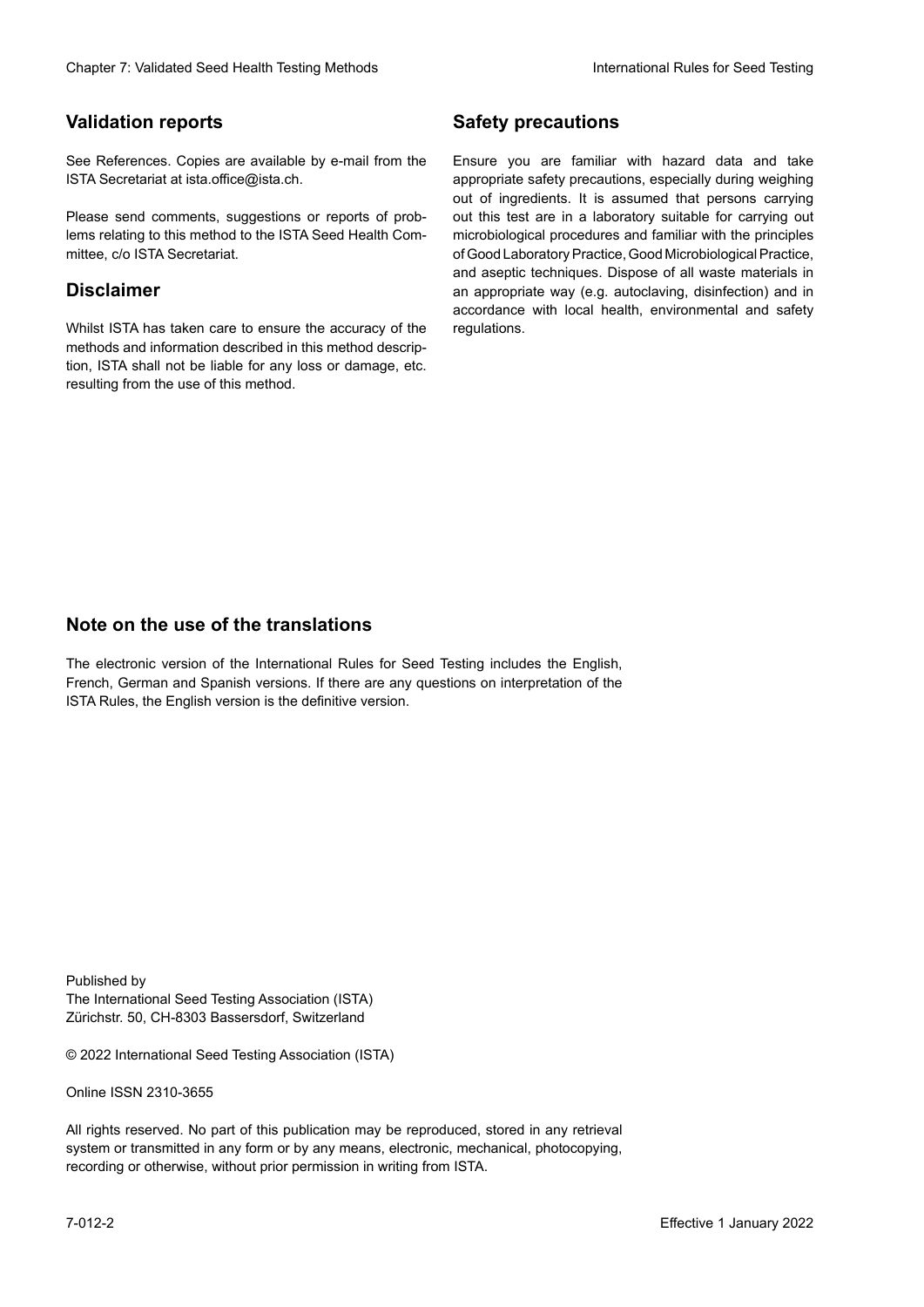## Validation reports

See References. Copies are available by e-mail from the ISTA Secretariat at ista.office@ista.ch.

Please send comments, suggestions or reports of problems relating to this method to the ISTA Seed Health Committee, c/o ISTA Secretariat.

## Disclaimer

Whilst ISTA has taken care to ensure the accuracy of the methods and information described in this method description, ISTA shall not be liable for any loss or damage, etc. resulting from the use of this method.

## Safety precautions

Ensure you are familiar with hazard data and take appropriate safety precautions, especially during weighing out of ingredients. It is assumed that persons carrying out this test are in a laboratory suitable for carrying out microbiological procedures and familiar with the principles of Good Laboratory Practice, Good Microbiological Practice, and aseptic techniques. Dispose of all waste materials in an appropriate way (e.g. autoclaving, disinfection) and in accordance with local health, environmental and safety regulations.

## Note on the use of the translations

The electronic version of the International Rules for Seed Testing includes the English, French, German and Spanish versions. If there are any questions on interpretation of the ISTA Rules, the English version is the definitive version.

Published by
The International Seed Testing Association (ISTA)
Zürichstr. 50, CH-8303 Bassersdorf, Switzerland

© 2022 International Seed Testing Association (ISTA)

Online ISSN 2310-3655

All rights reserved. No part of this publication may be reproduced, stored in any retrieval system or transmitted in any form or by any means, electronic, mechanical, photocopying, recording or otherwise, without prior permission in writing from ISTA.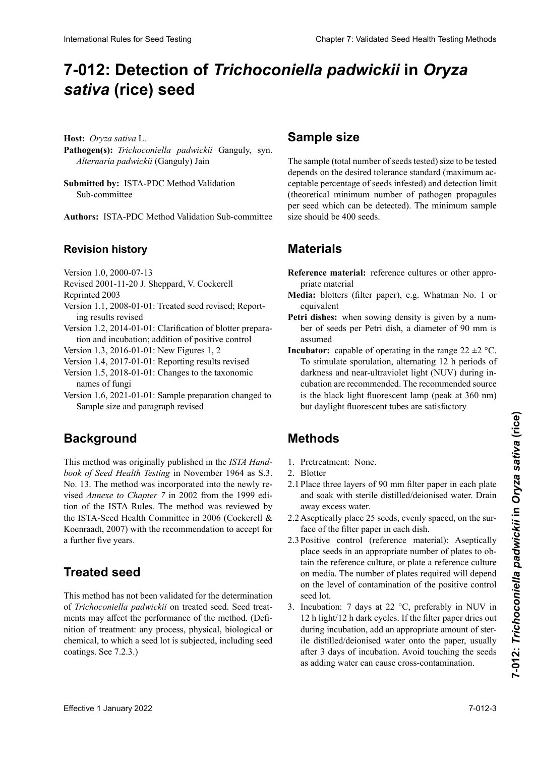# 7-012: Detection of *Trichoconiella padwickii* in *Oryza sativa* (rice) seed

**Host:** *Oryza sativa* L.

**Pathogen(s):** *Trichoconiella padwickii* Ganguly, syn. *Alternaria padwickii* (Ganguly) Jain

**Submitted by:** ISTA-PDC Method Validation Sub-committee

**Authors:** ISTA-PDC Method Validation Sub-committee

## Revision history

Version 1.0, 2000-07-13

Revised 2001-11-20 J. Sheppard, V. Cockerell

Reprinted 2003

Version 1.1, 2008-01-01: Treated seed revised; Reporting results revised

Version 1.2, 2014-01-01: Clarification of blotter preparation and incubation; addition of positive control

Version 1.3, 2016-01-01: New Figures 1, 2

Version 1.4, 2017-01-01: Reporting results revised

Version 1.5, 2018-01-01: Changes to the taxonomic names of fungi

Version 1.6, 2021-01-01: Sample preparation changed to Sample size and paragraph revised

## Background

This method was originally published in the *ISTA Handbook of Seed Health Testing* in November 1964 as S.3. No. 13. The method was incorporated into the newly revised *Annexe to Chapter 7* in 2002 from the 1999 edition of the ISTA Rules. The method was reviewed by the ISTA-Seed Health Committee in 2006 (Cockerell & Koenraadt, 2007) with the recommendation to accept for a further five years.

## Treated seed

This method has not been validated for the determination of *Trichoconiella padwickii* on treated seed. Seed treatments may affect the performance of the method. (Definition of treatment: any process, physical, biological or chemical, to which a seed lot is subjected, including seed coatings. See 7.2.3.)

## Sample size

The sample (total number of seeds tested) size to be tested depends on the desired tolerance standard (maximum acceptable percentage of seeds infested) and detection limit (theoretical minimum number of pathogen propagules per seed which can be detected). The minimum sample size should be 400 seeds.

## Materials

**Reference material:** reference cultures or other appropriate material

**Media:** blotters (filter paper), e.g. Whatman No. 1 or equivalent

**Petri dishes:** when sowing density is given by a number of seeds per Petri dish, a diameter of 90 mm is assumed

**Incubator:** capable of operating in the range 22 ±2 °C. To stimulate sporulation, alternating 12 h periods of darkness and near-ultraviolet light (NUV) during incubation are recommended. The recommended source is the black light fluorescent lamp (peak at 360 nm) but daylight fluorescent tubes are satisfactory

## Methods

1. Pretreatment: None.
2. Blotter

2.1 Place three layers of 90 mm filter paper in each plate and soak with sterile distilled/deionised water. Drain away excess water.

2.2 Aseptically place 25 seeds, evenly spaced, on the surface of the filter paper in each dish.

2.3 Positive control (reference material): Aseptically place seeds in an appropriate number of plates to obtain the reference culture, or plate a reference culture on media. The number of plates required will depend on the level of contamination of the positive control seed lot.

3. Incubation: 7 days at 22 °C, preferably in NUV in 12 h light/12 h dark cycles. If the filter paper dries out during incubation, add an appropriate amount of sterile distilled/deionised water onto the paper, usually after 3 days of incubation. Avoid touching the seeds as adding water can cause cross-contamination.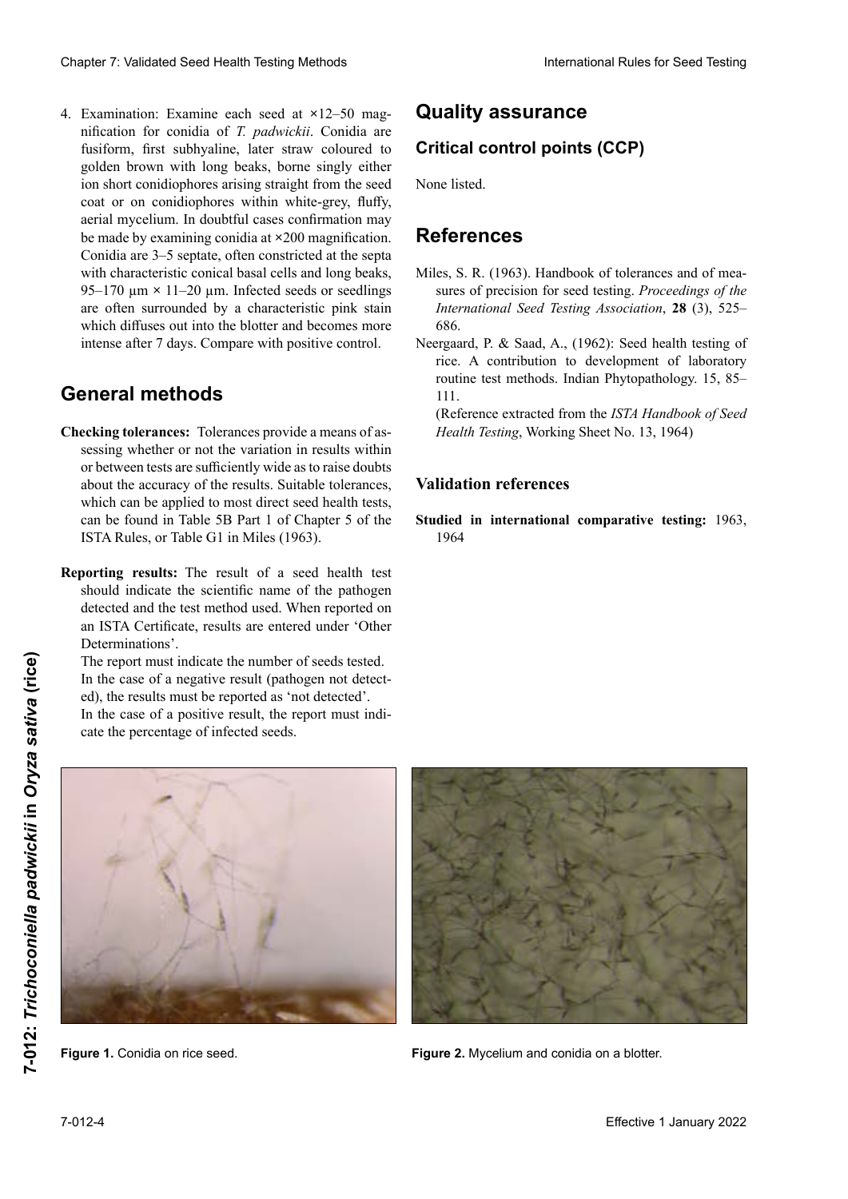4. Examination: Examine each seed at ×12–50 magnification for conidia of *T. padwickii*. Conidia are fusiform, first subhyaline, later straw coloured to golden brown with long beaks, borne singly either ion short conidiophores arising straight from the seed coat or on conidiophores within white-grey, fluffy, aerial mycelium. In doubtful cases confirmation may be made by examining conidia at ×200 magnification. Conidia are 3–5 septate, often constricted at the septa with characteristic conical basal cells and long beaks, 95–170 µm × 11–20 µm. Infected seeds or seedlings are often surrounded by a characteristic pink stain which diffuses out into the blotter and becomes more intense after 7 days. Compare with positive control.

## General methods

**Checking tolerances:** Tolerances provide a means of assessing whether or not the variation in results within or between tests are sufficiently wide as to raise doubts about the accuracy of the results. Suitable tolerances, which can be applied to most direct seed health tests, can be found in Table 5B Part 1 of Chapter 5 of the ISTA Rules, or Table G1 in Miles (1963).

**Reporting results:** The result of a seed health test should indicate the scientific name of the pathogen detected and the test method used. When reported on an ISTA Certificate, results are entered under 'Other Determinations'.

The report must indicate the number of seeds tested.

In the case of a negative result (pathogen not detected), the results must be reported as 'not detected'.

In the case of a positive result, the report must indicate the percentage of infected seeds.

## Quality assurance

### Critical control points (CCP)

None listed.

## References

Miles, S. R. (1963). Handbook of tolerances and of measures of precision for seed testing. *Proceedings of the International Seed Testing Association*, **28** (3), 525–686.

Neergaard, P. & Saad, A., (1962): Seed health testing of rice. A contribution to development of laboratory routine test methods. Indian Phytopathology. 15, 85–111.

(Reference extracted from the *ISTA Handbook of Seed Health Testing*, Working Sheet No. 13, 1964)

### Validation references

**Studied in international comparative testing:** 1963, 1964

**Figure 1.** Conidia on rice seed.

**Figure 2.** Mycelium and conidia on a blotter.